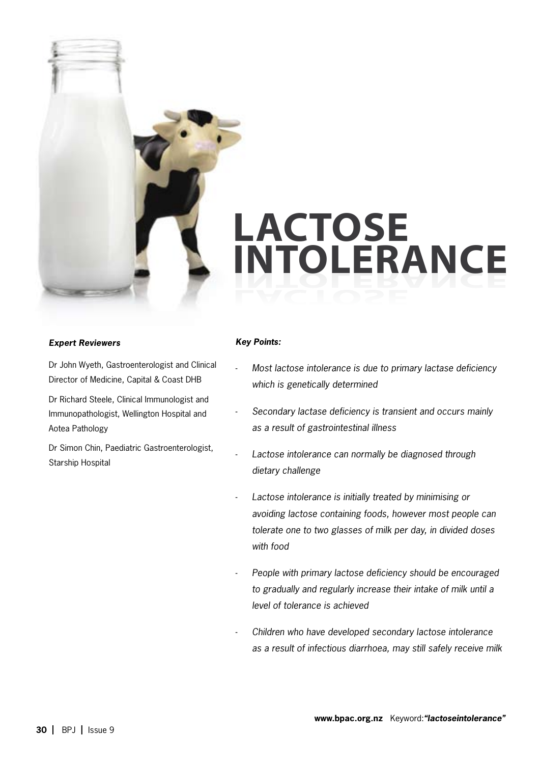# LACTOSE INTOLERANCE

***Expert Reviewers***

Dr John Wyeth, Gastroenterologist and Clinical Director of Medicine, Capital & Coast DHB

Dr Richard Steele, Clinical Immunologist and Immunopathologist, Wellington Hospital and Aotea Pathology

Dr Simon Chin, Paediatric Gastroenterologist, Starship Hospital

***Key Points:***

- *Most lactose intolerance is due to primary lactase deficiency which is genetically determined*
- *Secondary lactase deficiency is transient and occurs mainly as a result of gastrointestinal illness*
- *Lactose intolerance can normally be diagnosed through dietary challenge*
- *Lactose intolerance is initially treated by minimising or avoiding lactose containing foods, however most people can tolerate one to two glasses of milk per day, in divided doses with food*
- *People with primary lactose deficiency should be encouraged to gradually and regularly increase their intake of milk until a level of tolerance is achieved*
- *Children who have developed secondary lactose intolerance as a result of infectious diarrhoea, may still safely receive milk*

**www.bpac.org.nz** Keyword: ***"lactoseintolerance"***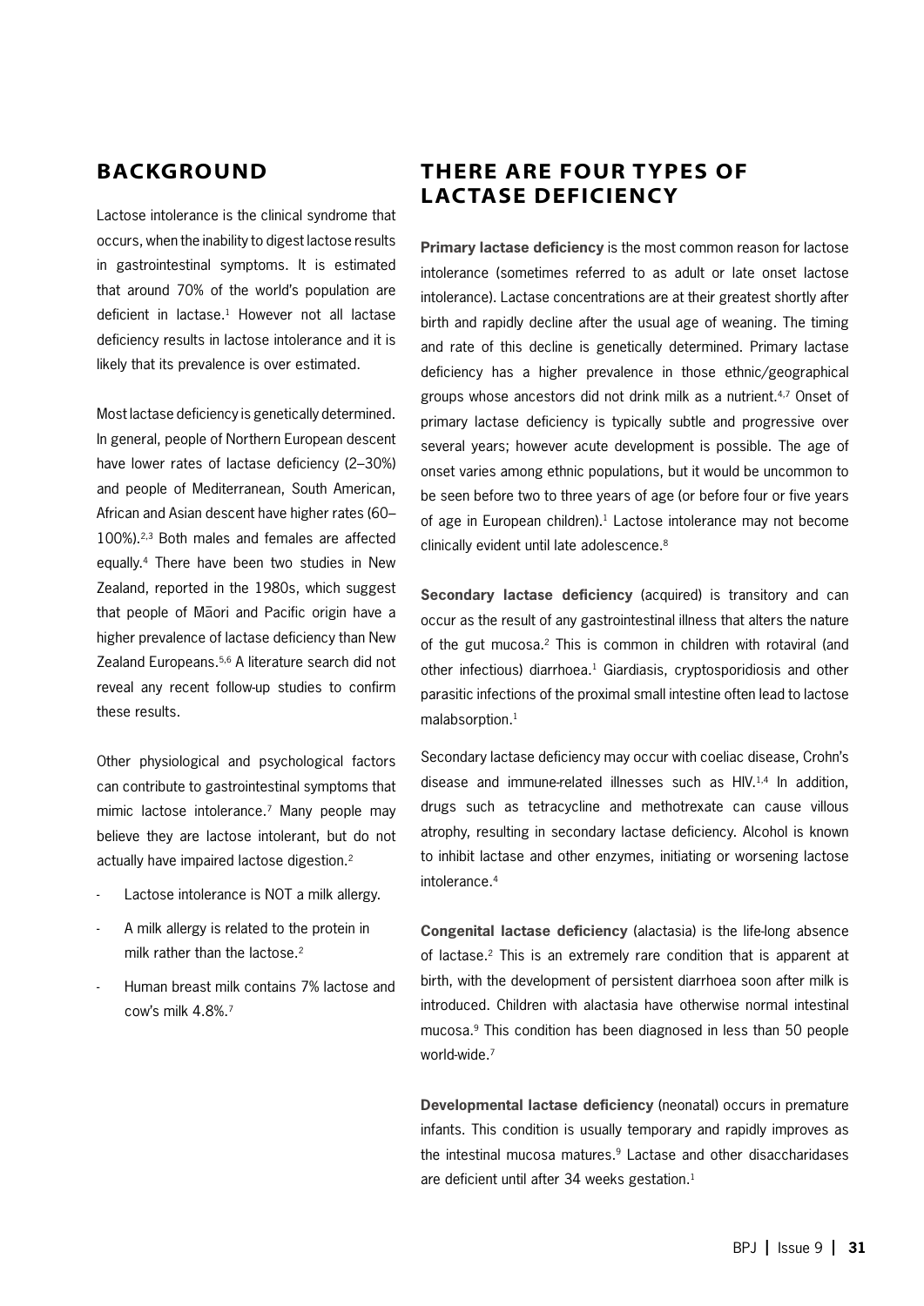## BACKGROUND

Lactose intolerance is the clinical syndrome that occurs, when the inability to digest lactose results in gastrointestinal symptoms. It is estimated that around 70% of the world's population are deficient in lactase.[1] However not all lactase deficiency results in lactose intolerance and it is likely that its prevalence is over estimated.

Most lactase deficiency is genetically determined. In general, people of Northern European descent have lower rates of lactase deficiency (2–30%) and people of Mediterranean, South American, African and Asian descent have higher rates (60–100%).[2,3] Both males and females are affected equally.[4] There have been two studies in New Zealand, reported in the 1980s, which suggest that people of Māori and Pacific origin have a higher prevalence of lactase deficiency than New Zealand Europeans.[5,6] A literature search did not reveal any recent follow-up studies to confirm these results.

Other physiological and psychological factors can contribute to gastrointestinal symptoms that mimic lactose intolerance.[7] Many people may believe they are lactose intolerant, but do not actually have impaired lactose digestion.[2]

- Lactose intolerance is NOT a milk allergy.
- A milk allergy is related to the protein in milk rather than the lactose.[2]
- Human breast milk contains 7% lactose and cow's milk 4.8%.[7]

## THERE ARE FOUR TYPES OF LACTASE DEFICIENCY

**Primary lactase deficiency** is the most common reason for lactose intolerance (sometimes referred to as adult or late onset lactose intolerance). Lactase concentrations are at their greatest shortly after birth and rapidly decline after the usual age of weaning. The timing and rate of this decline is genetically determined. Primary lactase deficiency has a higher prevalence in those ethnic/geographical groups whose ancestors did not drink milk as a nutrient.[4,7] Onset of primary lactase deficiency is typically subtle and progressive over several years; however acute development is possible. The age of onset varies among ethnic populations, but it would be uncommon to be seen before two to three years of age (or before four or five years of age in European children).[1] Lactose intolerance may not become clinically evident until late adolescence.[8]

**Secondary lactase deficiency** (acquired) is transitory and can occur as the result of any gastrointestinal illness that alters the nature of the gut mucosa.[2] This is common in children with rotaviral (and other infectious) diarrhoea.[1] Giardiasis, cryptosporidiosis and other parasitic infections of the proximal small intestine often lead to lactose malabsorption.[1]

Secondary lactase deficiency may occur with coeliac disease, Crohn's disease and immune-related illnesses such as HIV.[1,4] In addition, drugs such as tetracycline and methotrexate can cause villous atrophy, resulting in secondary lactase deficiency. Alcohol is known to inhibit lactase and other enzymes, initiating or worsening lactose intolerance.[4]

**Congenital lactase deficiency** (alactasia) is the life-long absence of lactase.[2] This is an extremely rare condition that is apparent at birth, with the development of persistent diarrhoea soon after milk is introduced. Children with alactasia have otherwise normal intestinal mucosa.[9] This condition has been diagnosed in less than 50 people world-wide.[7]

**Developmental lactase deficiency** (neonatal) occurs in premature infants. This condition is usually temporary and rapidly improves as the intestinal mucosa matures.[9] Lactase and other disaccharidases are deficient until after 34 weeks gestation.[1]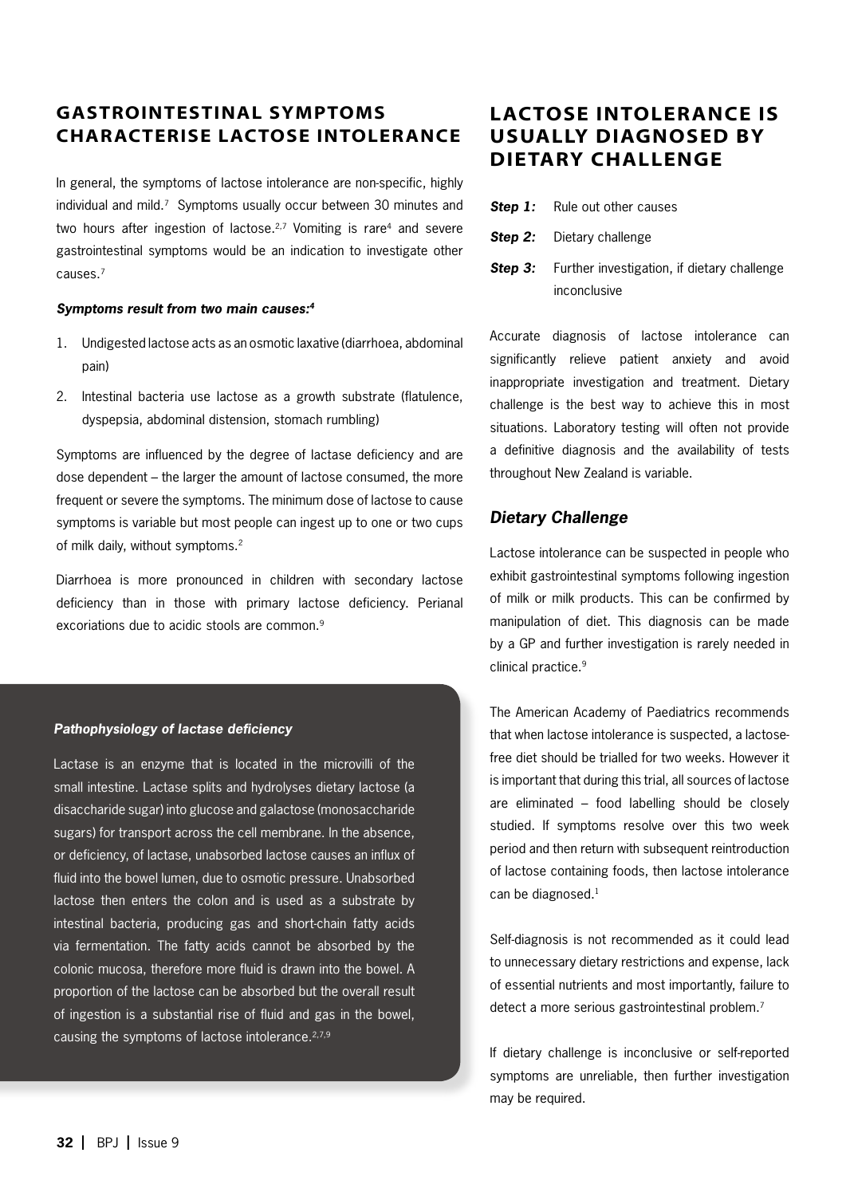## GASTROINTESTINAL SYMPTOMS CHARACTERISE LACTOSE INTOLERANCE

In general, the symptoms of lactose intolerance are non-specific, highly individual and mild.[7] Symptoms usually occur between 30 minutes and two hours after ingestion of lactose.[2,7] Vomiting is rare[4] and severe gastrointestinal symptoms would be an indication to investigate other causes.[7]

***Symptoms result from two main causes:[4]***

1. Undigested lactose acts as an osmotic laxative (diarrhoea, abdominal pain)
2. Intestinal bacteria use lactose as a growth substrate (flatulence, dyspepsia, abdominal distension, stomach rumbling)

Symptoms are influenced by the degree of lactase deficiency and are dose dependent – the larger the amount of lactose consumed, the more frequent or severe the symptoms. The minimum dose of lactose to cause symptoms is variable but most people can ingest up to one or two cups of milk daily, without symptoms.[2]

Diarrhoea is more pronounced in children with secondary lactose deficiency than in those with primary lactose deficiency. Perianal excoriations due to acidic stools are common.[9]

***Pathophysiology of lactase deficiency***

Lactase is an enzyme that is located in the microvilli of the small intestine. Lactase splits and hydrolyses dietary lactose (a disaccharide sugar) into glucose and galactose (monosaccharide sugars) for transport across the cell membrane. In the absence, or deficiency, of lactase, unabsorbed lactose causes an influx of fluid into the bowel lumen, due to osmotic pressure. Unabsorbed lactose then enters the colon and is used as a substrate by intestinal bacteria, producing gas and short-chain fatty acids via fermentation. The fatty acids cannot be absorbed by the colonic mucosa, therefore more fluid is drawn into the bowel. A proportion of the lactose can be absorbed but the overall result of ingestion is a substantial rise of fluid and gas in the bowel, causing the symptoms of lactose intolerance.[2,7,9]

## LACTOSE INTOLERANCE IS USUALLY DIAGNOSED BY DIETARY CHALLENGE

***Step 1:*** Rule out other causes

***Step 2:*** Dietary challenge

***Step 3:*** Further investigation, if dietary challenge inconclusive

Accurate diagnosis of lactose intolerance can significantly relieve patient anxiety and avoid inappropriate investigation and treatment. Dietary challenge is the best way to achieve this in most situations. Laboratory testing will often not provide a definitive diagnosis and the availability of tests throughout New Zealand is variable.

### *Dietary Challenge*

Lactose intolerance can be suspected in people who exhibit gastrointestinal symptoms following ingestion of milk or milk products. This can be confirmed by manipulation of diet. This diagnosis can be made by a GP and further investigation is rarely needed in clinical practice.[9]

The American Academy of Paediatrics recommends that when lactose intolerance is suspected, a lactose-free diet should be trialled for two weeks. However it is important that during this trial, all sources of lactose are eliminated – food labelling should be closely studied. If symptoms resolve over this two week period and then return with subsequent reintroduction of lactose containing foods, then lactose intolerance can be diagnosed.[1]

Self-diagnosis is not recommended as it could lead to unnecessary dietary restrictions and expense, lack of essential nutrients and most importantly, failure to detect a more serious gastrointestinal problem.[7]

If dietary challenge is inconclusive or self-reported symptoms are unreliable, then further investigation may be required.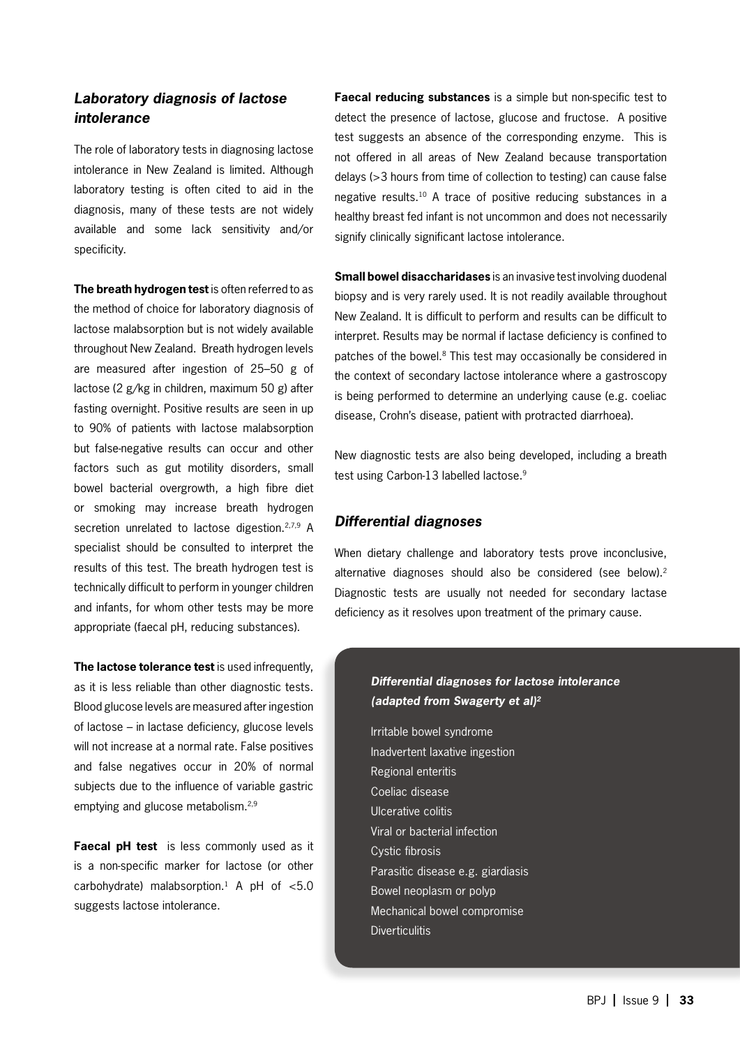### *Laboratory diagnosis of lactose intolerance*

The role of laboratory tests in diagnosing lactose intolerance in New Zealand is limited. Although laboratory testing is often cited to aid in the diagnosis, many of these tests are not widely available and some lack sensitivity and/or specificity.

**The breath hydrogen test** is often referred to as the method of choice for laboratory diagnosis of lactose malabsorption but is not widely available throughout New Zealand. Breath hydrogen levels are measured after ingestion of 25–50 g of lactose (2 g/kg in children, maximum 50 g) after fasting overnight. Positive results are seen in up to 90% of patients with lactose malabsorption but false-negative results can occur and other factors such as gut motility disorders, small bowel bacterial overgrowth, a high fibre diet or smoking may increase breath hydrogen secretion unrelated to lactose digestion.[2,7,9] A specialist should be consulted to interpret the results of this test. The breath hydrogen test is technically difficult to perform in younger children and infants, for whom other tests may be more appropriate (faecal pH, reducing substances).

**The lactose tolerance test** is used infrequently, as it is less reliable than other diagnostic tests. Blood glucose levels are measured after ingestion of lactose – in lactase deficiency, glucose levels will not increase at a normal rate. False positives and false negatives occur in 20% of normal subjects due to the influence of variable gastric emptying and glucose metabolism.[2,9]

**Faecal pH test** is less commonly used as it is a non-specific marker for lactose (or other carbohydrate) malabsorption.[1] A pH of <5.0 suggests lactose intolerance.

**Faecal reducing substances** is a simple but non-specific test to detect the presence of lactose, glucose and fructose. A positive test suggests an absence of the corresponding enzyme. This is not offered in all areas of New Zealand because transportation delays (>3 hours from time of collection to testing) can cause false negative results.[10] A trace of positive reducing substances in a healthy breast fed infant is not uncommon and does not necessarily signify clinically significant lactose intolerance.

**Small bowel disaccharidases** is an invasive test involving duodenal biopsy and is very rarely used. It is not readily available throughout New Zealand. It is difficult to perform and results can be difficult to interpret. Results may be normal if lactase deficiency is confined to patches of the bowel.[8] This test may occasionally be considered in the context of secondary lactose intolerance where a gastroscopy is being performed to determine an underlying cause (e.g. coeliac disease, Crohn's disease, patient with protracted diarrhoea).

New diagnostic tests are also being developed, including a breath test using Carbon-13 labelled lactose.[9]

### *Differential diagnoses*

When dietary challenge and laboratory tests prove inconclusive, alternative diagnoses should also be considered (see below).[2] Diagnostic tests are usually not needed for secondary lactase deficiency as it resolves upon treatment of the primary cause.

***Differential diagnoses for lactose intolerance (adapted from Swagerty et al)[2]***

- Irritable bowel syndrome
- Inadvertent laxative ingestion
- Regional enteritis
- Coeliac disease
- Ulcerative colitis
- Viral or bacterial infection
- Cystic fibrosis
- Parasitic disease e.g. giardiasis
- Bowel neoplasm or polyp
- Mechanical bowel compromise
- Diverticulitis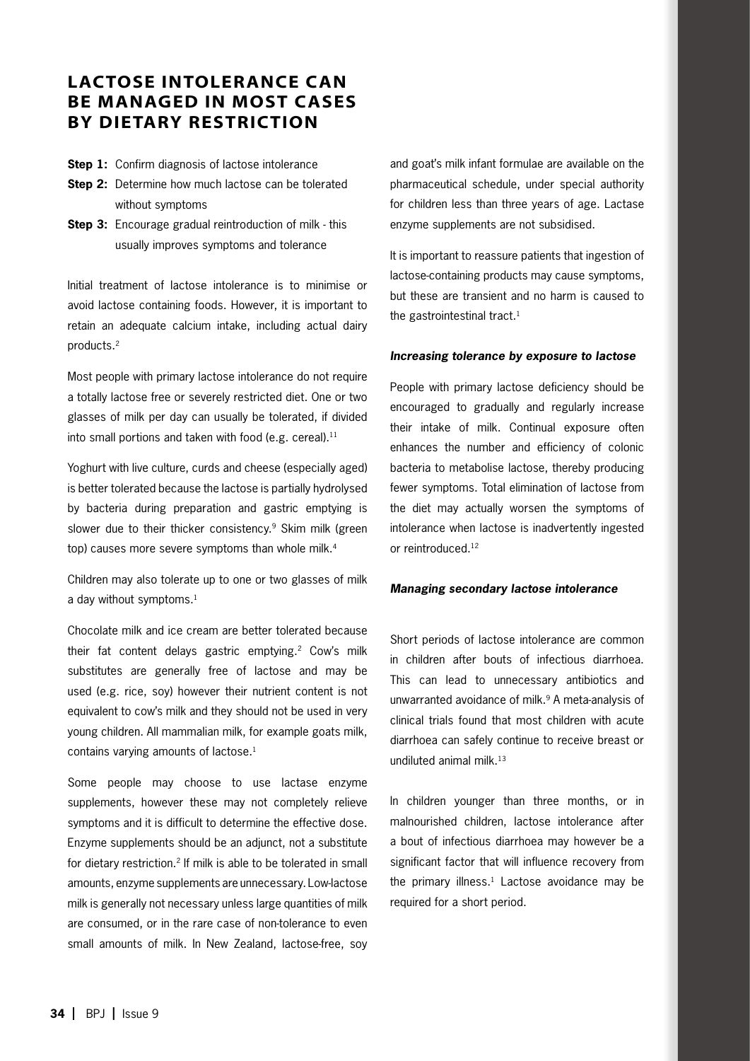## LACTOSE INTOLERANCE CAN BE MANAGED IN MOST CASES BY DIETARY RESTRICTION

**Step 1:** Confirm diagnosis of lactose intolerance

**Step 2:** Determine how much lactose can be tolerated without symptoms

**Step 3:** Encourage gradual reintroduction of milk - this usually improves symptoms and tolerance

Initial treatment of lactose intolerance is to minimise or avoid lactose containing foods. However, it is important to retain an adequate calcium intake, including actual dairy products.[2]

Most people with primary lactose intolerance do not require a totally lactose free or severely restricted diet. One or two glasses of milk per day can usually be tolerated, if divided into small portions and taken with food (e.g. cereal).[11]

Yoghurt with live culture, curds and cheese (especially aged) is better tolerated because the lactose is partially hydrolysed by bacteria during preparation and gastric emptying is slower due to their thicker consistency.[9] Skim milk (green top) causes more severe symptoms than whole milk.[4]

Children may also tolerate up to one or two glasses of milk a day without symptoms.[1]

Chocolate milk and ice cream are better tolerated because their fat content delays gastric emptying.[2] Cow's milk substitutes are generally free of lactose and may be used (e.g. rice, soy) however their nutrient content is not equivalent to cow's milk and they should not be used in very young children. All mammalian milk, for example goats milk, contains varying amounts of lactose.[1]

Some people may choose to use lactase enzyme supplements, however these may not completely relieve symptoms and it is difficult to determine the effective dose. Enzyme supplements should be an adjunct, not a substitute for dietary restriction.[2] If milk is able to be tolerated in small amounts, enzyme supplements are unnecessary. Low-lactose milk is generally not necessary unless large quantities of milk are consumed, or in the rare case of non-tolerance to even small amounts of milk. In New Zealand, lactose-free, soy and goat's milk infant formulae are available on the pharmaceutical schedule, under special authority for children less than three years of age. Lactase enzyme supplements are not subsidised.

It is important to reassure patients that ingestion of lactose-containing products may cause symptoms, but these are transient and no harm is caused to the gastrointestinal tract.[1]

### *Increasing tolerance by exposure to lactose*

People with primary lactose deficiency should be encouraged to gradually and regularly increase their intake of milk. Continual exposure often enhances the number and efficiency of colonic bacteria to metabolise lactose, thereby producing fewer symptoms. Total elimination of lactose from the diet may actually worsen the symptoms of intolerance when lactose is inadvertently ingested or reintroduced.[12]

### *Managing secondary lactose intolerance*

Short periods of lactose intolerance are common in children after bouts of infectious diarrhoea. This can lead to unnecessary antibiotics and unwarranted avoidance of milk.[9] A meta-analysis of clinical trials found that most children with acute diarrhoea can safely continue to receive breast or undiluted animal milk.[13]

In children younger than three months, or in malnourished children, lactose intolerance after a bout of infectious diarrhoea may however be a significant factor that will influence recovery from the primary illness.[1] Lactose avoidance may be required for a short period.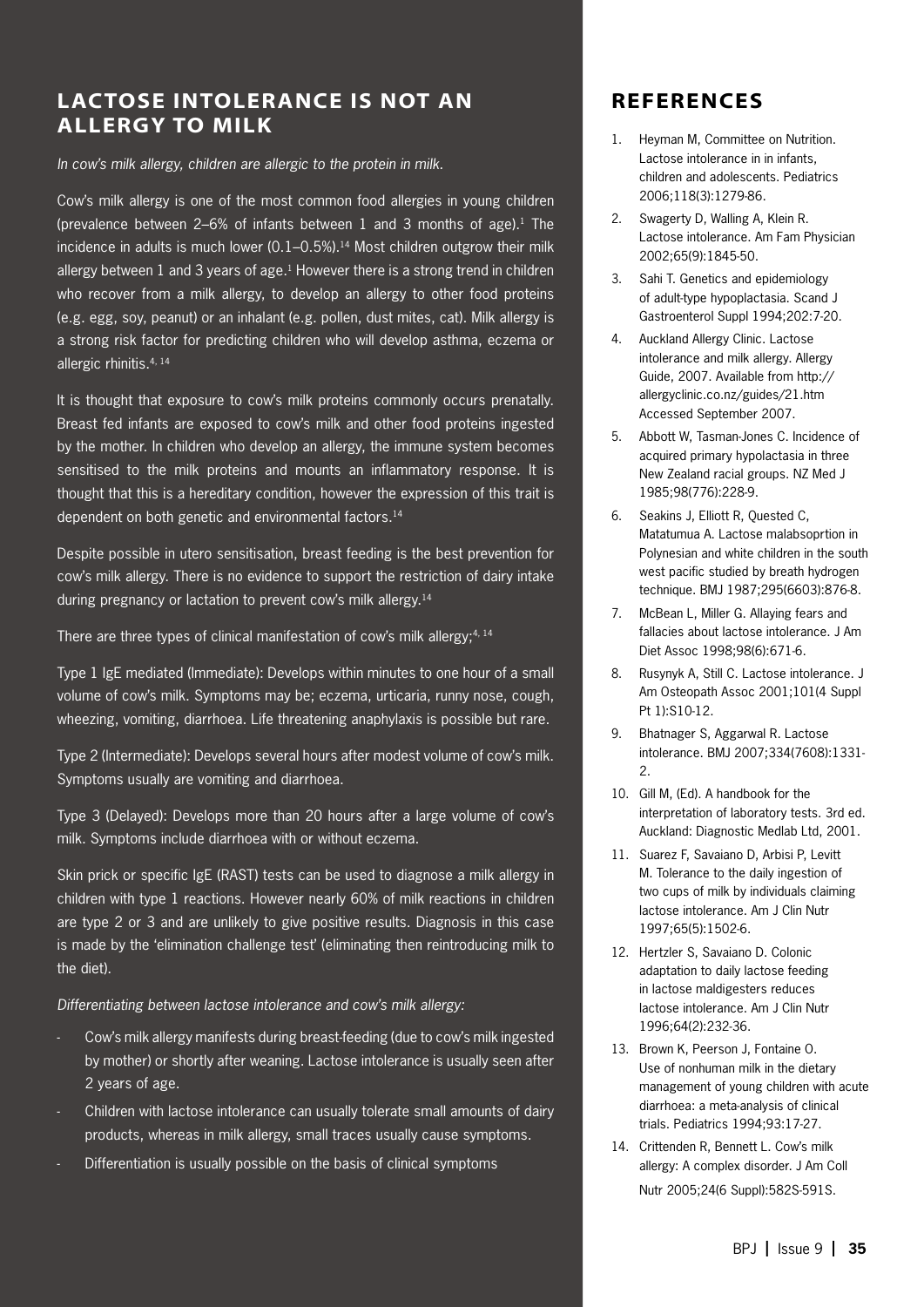## LACTOSE INTOLERANCE IS NOT AN ALLERGY TO MILK

*In cow's milk allergy, children are allergic to the protein in milk.*

Cow's milk allergy is one of the most common food allergies in young children (prevalence between 2–6% of infants between 1 and 3 months of age).[1] The incidence in adults is much lower (0.1–0.5%).[14] Most children outgrow their milk allergy between 1 and 3 years of age.[1] However there is a strong trend in children who recover from a milk allergy, to develop an allergy to other food proteins (e.g. egg, soy, peanut) or an inhalant (e.g. pollen, dust mites, cat). Milk allergy is a strong risk factor for predicting children who will develop asthma, eczema or allergic rhinitis.[4, 14]

It is thought that exposure to cow's milk proteins commonly occurs prenatally. Breast fed infants are exposed to cow's milk and other food proteins ingested by the mother. In children who develop an allergy, the immune system becomes sensitised to the milk proteins and mounts an inflammatory response. It is thought that this is a hereditary condition, however the expression of this trait is dependent on both genetic and environmental factors.[14]

Despite possible in utero sensitisation, breast feeding is the best prevention for cow's milk allergy. There is no evidence to support the restriction of dairy intake during pregnancy or lactation to prevent cow's milk allergy.[14]

There are three types of clinical manifestation of cow's milk allergy;[4, 14]

Type 1 IgE mediated (Immediate): Develops within minutes to one hour of a small volume of cow's milk. Symptoms may be; eczema, urticaria, runny nose, cough, wheezing, vomiting, diarrhoea. Life threatening anaphylaxis is possible but rare.

Type 2 (Intermediate): Develops several hours after modest volume of cow's milk. Symptoms usually are vomiting and diarrhoea.

Type 3 (Delayed): Develops more than 20 hours after a large volume of cow's milk. Symptoms include diarrhoea with or without eczema.

Skin prick or specific IgE (RAST) tests can be used to diagnose a milk allergy in children with type 1 reactions. However nearly 60% of milk reactions in children are type 2 or 3 and are unlikely to give positive results. Diagnosis in this case is made by the 'elimination challenge test' (eliminating then reintroducing milk to the diet).

*Differentiating between lactose intolerance and cow's milk allergy:*

- Cow's milk allergy manifests during breast-feeding (due to cow's milk ingested by mother) or shortly after weaning. Lactose intolerance is usually seen after 2 years of age.
- Children with lactose intolerance can usually tolerate small amounts of dairy products, whereas in milk allergy, small traces usually cause symptoms.
- Differentiation is usually possible on the basis of clinical symptoms

## REFERENCES

1. Heyman M, Committee on Nutrition. Lactose intolerance in in infants, children and adolescents. Pediatrics 2006;118(3):1279-86.
2. Swagerty D, Walling A, Klein R. Lactose intolerance. Am Fam Physician 2002;65(9):1845-50.
3. Sahi T. Genetics and epidemiology of adult-type hypoplactasia. Scand J Gastroenterol Suppl 1994;202:7-20.
4. Auckland Allergy Clinic. Lactose intolerance and milk allergy. Allergy Guide, 2007. Available from http://allergyclinic.co.nz/guides/21.htm Accessed September 2007.
5. Abbott W, Tasman-Jones C. Incidence of acquired primary hypolactasia in three New Zealand racial groups. NZ Med J 1985;98(776):228-9.
6. Seakins J, Elliott R, Quested C, Matatumua A. Lactose malabsoprtion in Polynesian and white children in the south west pacific studied by breath hydrogen technique. BMJ 1987;295(6603):876-8.
7. McBean L, Miller G. Allaying fears and fallacies about lactose intolerance. J Am Diet Assoc 1998;98(6):671-6.
8. Rusynyk A, Still C. Lactose intolerance. J Am Osteopath Assoc 2001;101(4 Suppl Pt 1):S10-12.
9. Bhatnager S, Aggarwal R. Lactose intolerance. BMJ 2007;334(7608):1331-2.
10. Gill M, (Ed). A handbook for the interpretation of laboratory tests. 3rd ed. Auckland: Diagnostic Medlab Ltd, 2001.
11. Suarez F, Savaiano D, Arbisi P, Levitt M. Tolerance to the daily ingestion of two cups of milk by individuals claiming lactose intolerance. Am J Clin Nutr 1997;65(5):1502-6.
12. Hertzler S, Savaiano D. Colonic adaptation to daily lactose feeding in lactose maldigesters reduces lactose intolerance. Am J Clin Nutr 1996;64(2):232-36.
13. Brown K, Peerson J, Fontaine O. Use of nonhuman milk in the dietary management of young children with acute diarrhoea: a meta-analysis of clinical trials. Pediatrics 1994;93:17-27.
14. Crittenden R, Bennett L. Cow's milk allergy: A complex disorder. J Am Coll Nutr 2005;24(6 Suppl):582S-591S.